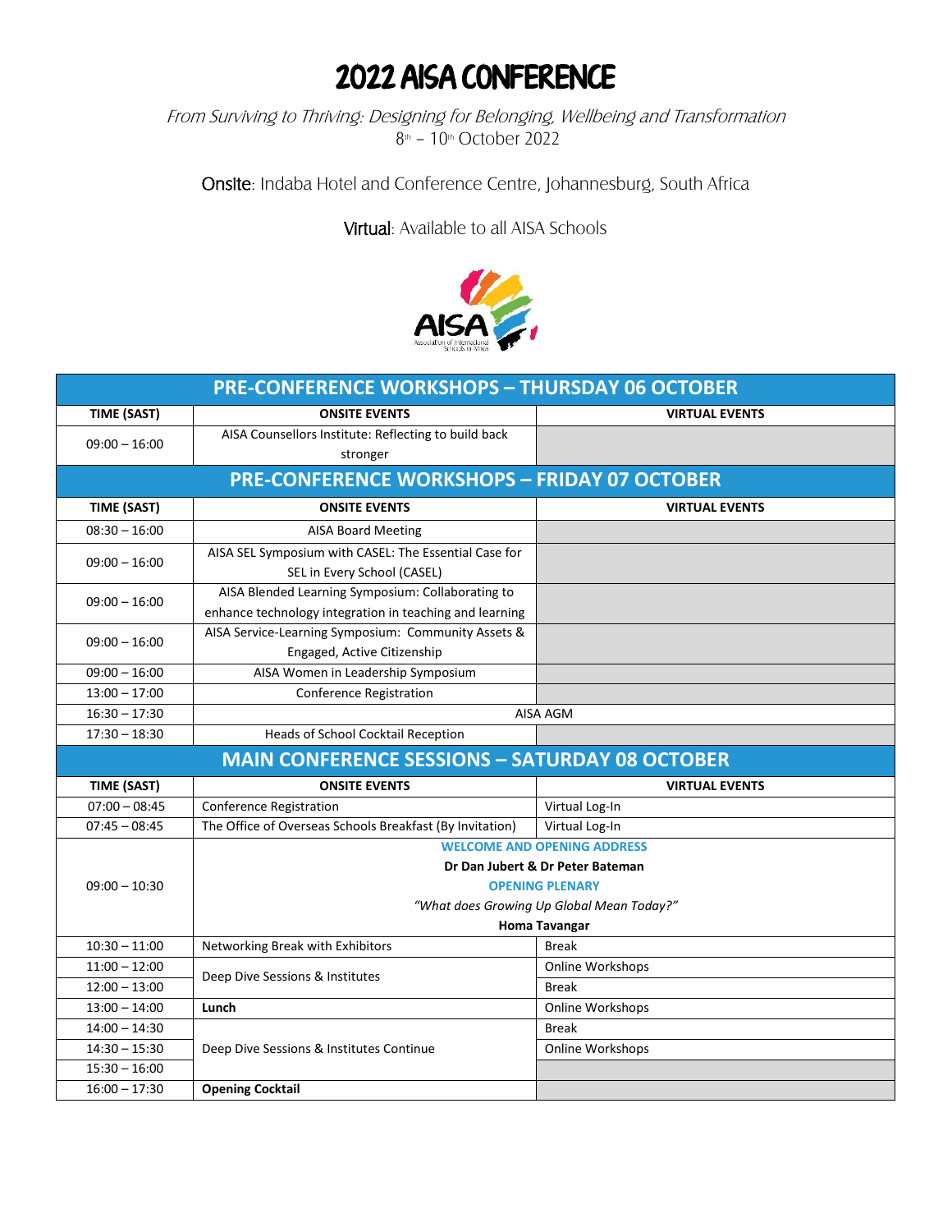# 2022 AISA CONFERENCE

*From Surviving to Thriving: Designing for Belonging, Wellbeing and Transformation*

8th – 10th October 2022

Onsite: Indaba Hotel and Conference Centre, Johannesburg, South Africa

Virtual: Available to all AISA Schools

| PRE-CONFERENCE WORKSHOPS – THURSDAY 06 OCTOBER | | |
|---|---|---|
| **TIME (SAST)** | **ONSITE EVENTS** | **VIRTUAL EVENTS** |
| 09:00 – 16:00 | AISA Counsellors Institute: Reflecting to build back stronger | |
| **PRE-CONFERENCE WORKSHOPS – FRIDAY 07 OCTOBER** | | |
| **TIME (SAST)** | **ONSITE EVENTS** | **VIRTUAL EVENTS** |
| 08:30 – 16:00 | AISA Board Meeting | |
| 09:00 – 16:00 | AISA SEL Symposium with CASEL: The Essential Case for SEL in Every School (CASEL) | |
| 09:00 – 16:00 | AISA Blended Learning Symposium: Collaborating to enhance technology integration in teaching and learning | |
| 09:00 – 16:00 | AISA Service-Learning Symposium: Community Assets & Engaged, Active Citizenship | |
| 09:00 – 16:00 | AISA Women in Leadership Symposium | |
| 13:00 – 17:00 | Conference Registration | |
| 16:30 – 17:30 | AISA AGM | |
| 17:30 – 18:30 | Heads of School Cocktail Reception | |
| **MAIN CONFERENCE SESSIONS – SATURDAY 08 OCTOBER** | | |
| **TIME (SAST)** | **ONSITE EVENTS** | **VIRTUAL EVENTS** |
| 07:00 – 08:45 | Conference Registration | Virtual Log-In |
| 07:45 – 08:45 | The Office of Overseas Schools Breakfast (By Invitation) | Virtual Log-In |
| 09:00 – 10:30 | **WELCOME AND OPENING ADDRESS**<br>**Dr Dan Jubert & Dr Peter Bateman**<br>**OPENING PLENARY**<br>*"What does Growing Up Global Mean Today?"*<br>**Homa Tavangar** | |
| 10:30 – 11:00 | Networking Break with Exhibitors | Break |
| 11:00 – 12:00 | Deep Dive Sessions & Institutes | Online Workshops |
| 12:00 – 13:00 | | Break |
| 13:00 – 14:00 | **Lunch** | Online Workshops |
| 14:00 – 14:30 | Deep Dive Sessions & Institutes Continue | Break |
| 14:30 – 15:30 | | Online Workshops |
| 15:30 – 16:00 | | |
| 16:00 – 17:30 | **Opening Cocktail** | |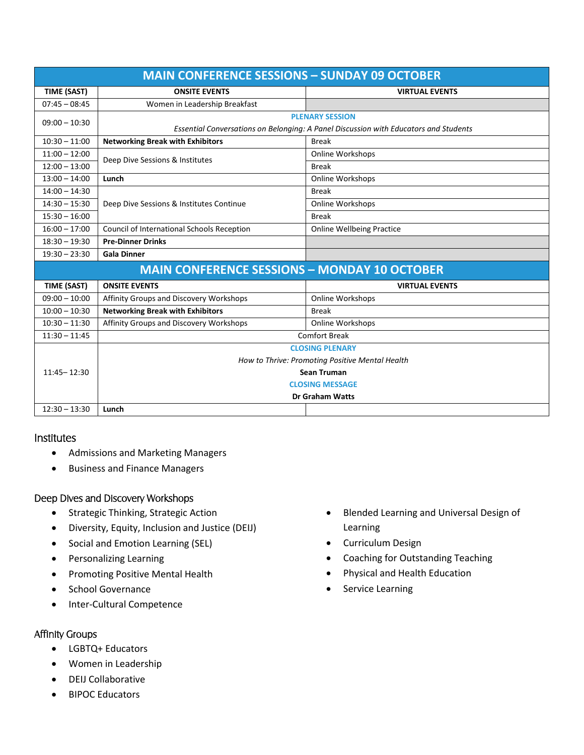## MAIN CONFERENCE SESSIONS – SUNDAY 09 OCTOBER

| TIME (SAST) | ONSITE EVENTS | VIRTUAL EVENTS |
|---|---|---|
| 07:45 – 08:45 | Women in Leadership Breakfast | |
| 09:00 – 10:30 | PLENARY SESSION<br>*Essential Conversations on Belonging: A Panel Discussion with Educators and Students* | |
| 10:30 – 11:00 | **Networking Break with Exhibitors** | Break |
| 11:00 – 12:00 | Deep Dive Sessions & Institutes | Online Workshops |
| 12:00 – 13:00 | | Break |
| 13:00 – 14:00 | **Lunch** | Online Workshops |
| 14:00 – 14:30 | Deep Dive Sessions & Institutes Continue | Break |
| 14:30 – 15:30 | | Online Workshops |
| 15:30 – 16:00 | | Break |
| 16:00 – 17:00 | Council of International Schools Reception | Online Wellbeing Practice |
| 18:30 – 19:30 | **Pre-Dinner Drinks** | |
| 19:30 – 23:30 | **Gala Dinner** | |

## MAIN CONFERENCE SESSIONS – MONDAY 10 OCTOBER

| TIME (SAST) | ONSITE EVENTS | VIRTUAL EVENTS |
|---|---|---|
| 09:00 – 10:00 | Affinity Groups and Discovery Workshops | Online Workshops |
| 10:00 – 10:30 | **Networking Break with Exhibitors** | Break |
| 10:30 – 11:30 | Affinity Groups and Discovery Workshops | Online Workshops |
| 11:30 – 11:45 | Comfort Break | |
| 11:45– 12:30 | CLOSING PLENARY<br>*How to Thrive: Promoting Positive Mental Health*<br>**Sean Truman**<br>CLOSING MESSAGE<br>**Dr Graham Watts** | |
| 12:30 – 13:30 | **Lunch** | |

### Institutes

- Admissions and Marketing Managers
- Business and Finance Managers

### Deep Dives and Discovery Workshops

- Strategic Thinking, Strategic Action
- Diversity, Equity, Inclusion and Justice (DEIJ)
- Social and Emotion Learning (SEL)
- Personalizing Learning
- Promoting Positive Mental Health
- School Governance
- Inter-Cultural Competence
- Blended Learning and Universal Design of Learning
- Curriculum Design
- Coaching for Outstanding Teaching
- Physical and Health Education
- Service Learning

### Affinity Groups

- LGBTQ+ Educators
- Women in Leadership
- DEIJ Collaborative
- BIPOC Educators